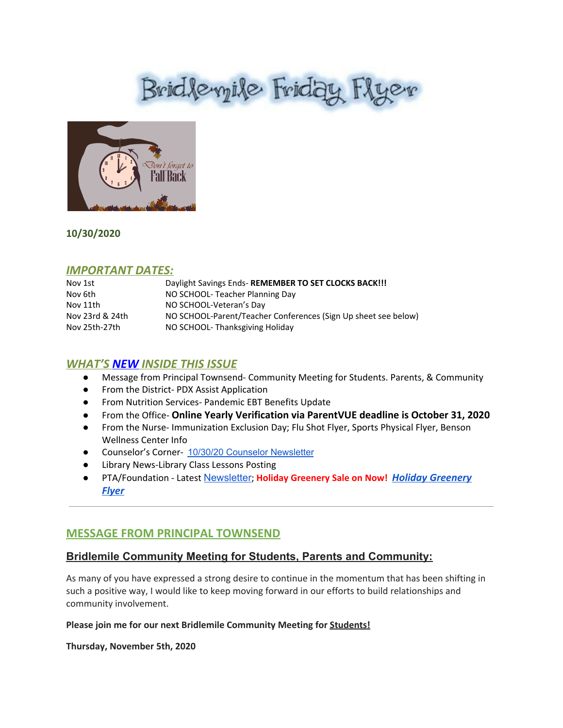# Bridlemile Friday Flyer

**10/30/2020**

## *IMPORTANT DATES:*

| | |
|---|---|
| Nov 1st | Daylight Savings Ends- **REMEMBER TO SET CLOCKS BACK!!!** |
| Nov 6th | NO SCHOOL- Teacher Planning Day |
| Nov 11th | NO SCHOOL-Veteran's Day |
| Nov 23rd & 24th | NO SCHOOL-Parent/Teacher Conferences (Sign Up sheet see below) |
| Nov 25th-27th | NO SCHOOL- Thanksgiving Holiday |

## *WHAT'S NEW INSIDE THIS ISSUE*

- Message from Principal Townsend- Community Meeting for Students. Parents, & Community
- From the District- PDX Assist Application
- From Nutrition Services- Pandemic EBT Benefits Update
- From the Office- **Online Yearly Verification via ParentVUE deadline is October 31, 2020**
- From the Nurse- Immunization Exclusion Day; Flu Shot Flyer, Sports Physical Flyer, Benson Wellness Center Info
- Counselor's Corner- 10/30/20 Counselor Newsletter
- Library News-Library Class Lessons Posting
- PTA/Foundation - Latest Newsletter; **Holiday Greenery Sale on Now!** ***Holiday Greenery Flyer***

---

## MESSAGE FROM PRINCIPAL TOWNSEND

### Bridlemile Community Meeting for Students, Parents and Community:

As many of you have expressed a strong desire to continue in the momentum that has been shifting in such a positive way, I would like to keep moving forward in our efforts to build relationships and community involvement.

**Please join me for our next Bridlemile Community Meeting for Students!**

**Thursday, November 5th, 2020**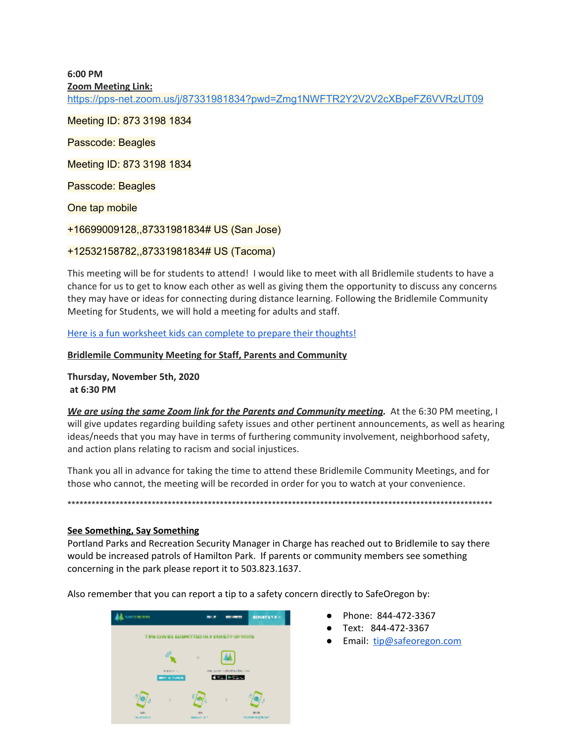**6:00 PM**

**Zoom Meeting Link:**
https://pps-net.zoom.us/j/87331981834?pwd=Zmg1NWFTR2Y2V2V2cXBpeFZ6VVRzUT09

Meeting ID: 873 3198 1834

Passcode: Beagles

Meeting ID: 873 3198 1834

Passcode: Beagles

One tap mobile

+16699009128,,87331981834# US (San Jose)

+12532158782,,87331981834# US (Tacoma)

This meeting will be for students to attend! I would like to meet with all Bridlemile students to have a chance for us to get to know each other as well as giving them the opportunity to discuss any concerns they may have or ideas for connecting during distance learning. Following the Bridlemile Community Meeting for Students, we will hold a meeting for adults and staff.

Here is a fun worksheet kids can complete to prepare their thoughts!

**Bridlemile Community Meeting for Staff, Parents and Community**

**Thursday, November 5th, 2020**
**at 6:30 PM**

***We are using the same Zoom link for the Parents and Community meeting.*** At the 6:30 PM meeting, I will give updates regarding building safety issues and other pertinent announcements, as well as hearing ideas/needs that you may have in terms of furthering community involvement, neighborhood safety, and action plans relating to racism and social injustices.

Thank you all in advance for taking the time to attend these Bridlemile Community Meetings, and for those who cannot, the meeting will be recorded in order for you to watch at your convenience.

***************************************************************************************************************

**See Something, Say Something**

Portland Parks and Recreation Security Manager in Charge has reached out to Bridlemile to say there would be increased patrols of Hamilton Park. If parents or community members see something concerning in the park please report it to 503.823.1637.

Also remember that you can report a tip to a safety concern directly to SafeOregon by:

- Phone: 844-472-3367
- Text: 844-472-3367
- Email: tip@safeoregon.com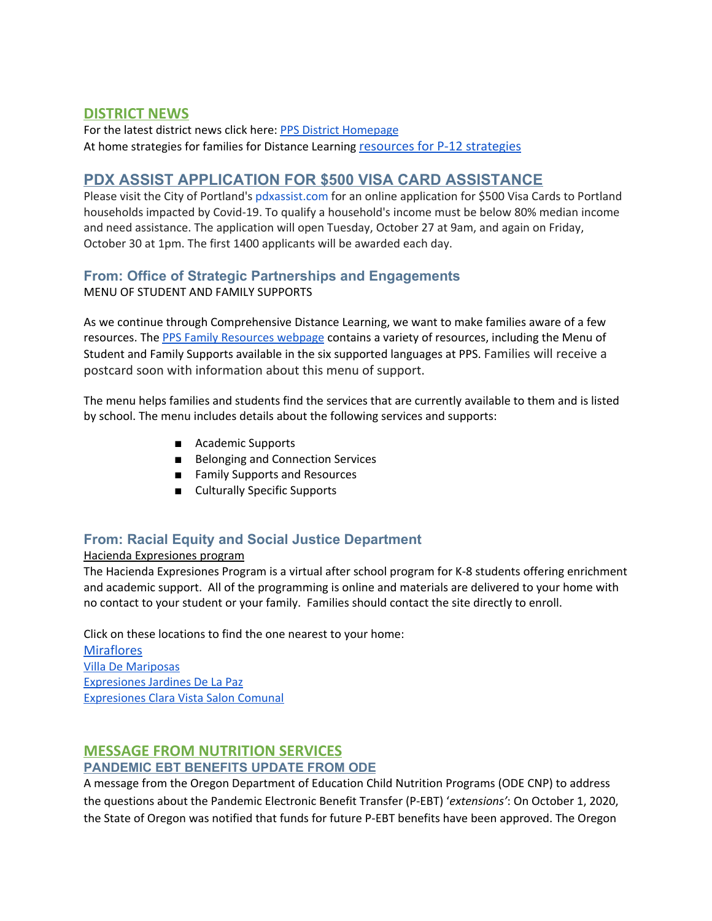## DISTRICT NEWS

For the latest district news click here: PPS District Homepage
At home strategies for families for Distance Learning resources for P-12 strategies

## PDX ASSIST APPLICATION FOR $500 VISA CARD ASSISTANCE

Please visit the City of Portland's pdxassist.com for an online application for $500 Visa Cards to Portland households impacted by Covid-19. To qualify a household's income must be below 80% median income and need assistance. The application will open Tuesday, October 27 at 9am, and again on Friday, October 30 at 1pm. The first 1400 applicants will be awarded each day.

### From: Office of Strategic Partnerships and Engagements

MENU OF STUDENT AND FAMILY SUPPORTS

As we continue through Comprehensive Distance Learning, we want to make families aware of a few resources. The PPS Family Resources webpage contains a variety of resources, including the Menu of Student and Family Supports available in the six supported languages at PPS. Families will receive a postcard soon with information about this menu of support.

The menu helps families and students find the services that are currently available to them and is listed by school. The menu includes details about the following services and supports:

- Academic Supports
- Belonging and Connection Services
- Family Supports and Resources
- Culturally Specific Supports

### From: Racial Equity and Social Justice Department

Hacienda Expresiones program

The Hacienda Expresiones Program is a virtual after school program for K-8 students offering enrichment and academic support. All of the programming is online and materials are delivered to your home with no contact to your student or your family. Families should contact the site directly to enroll.

Click on these locations to find the one nearest to your home:

Miraflores
Villa De Mariposas
Expresiones Jardines De La Paz
Expresiones Clara Vista Salon Comunal

## MESSAGE FROM NUTRITION SERVICES

### PANDEMIC EBT BENEFITS UPDATE FROM ODE

A message from the Oregon Department of Education Child Nutrition Programs (ODE CNP) to address the questions about the Pandemic Electronic Benefit Transfer (P-EBT) '*extensions*': On October 1, 2020, the State of Oregon was notified that funds for future P-EBT benefits have been approved. The Oregon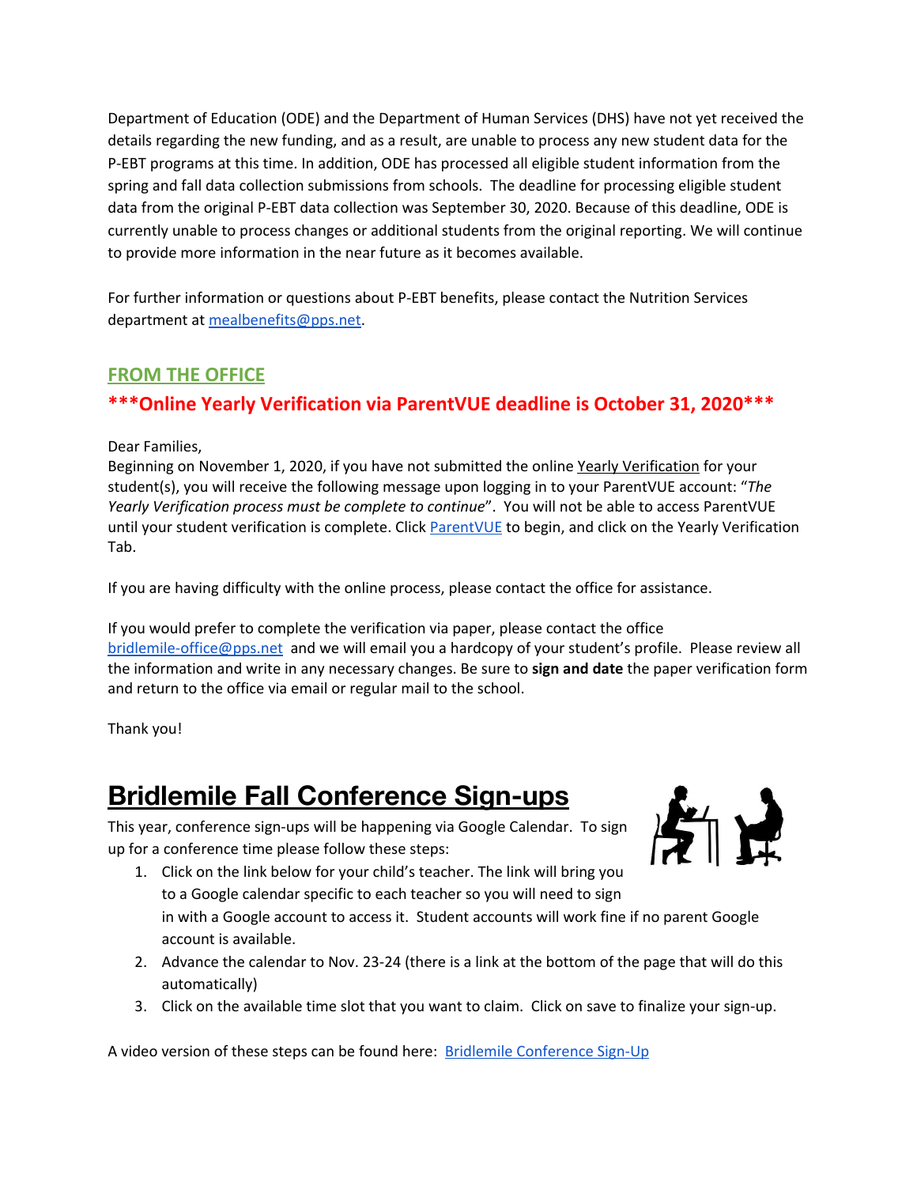Department of Education (ODE) and the Department of Human Services (DHS) have not yet received the details regarding the new funding, and as a result, are unable to process any new student data for the P-EBT programs at this time. In addition, ODE has processed all eligible student information from the spring and fall data collection submissions from schools. The deadline for processing eligible student data from the original P-EBT data collection was September 30, 2020. Because of this deadline, ODE is currently unable to process changes or additional students from the original reporting. We will continue to provide more information in the near future as it becomes available.

For further information or questions about P-EBT benefits, please contact the Nutrition Services department at [mealbenefits@pps.net](mailto:mealbenefits@pps.net).

## FROM THE OFFICE

### ***Online Yearly Verification via ParentVUE deadline is October 31, 2020***

Dear Families,
Beginning on November 1, 2020, if you have not submitted the online Yearly Verification for your student(s), you will receive the following message upon logging in to your ParentVUE account: "*The Yearly Verification process must be complete to continue*". You will not be able to access ParentVUE until your student verification is complete. Click [ParentVUE]() to begin, and click on the Yearly Verification Tab.

If you are having difficulty with the online process, please contact the office for assistance.

If you would prefer to complete the verification via paper, please contact the office [bridlemile-office@pps.net](mailto:bridlemile-office@pps.net) and we will email you a hardcopy of your student's profile. Please review all the information and write in any necessary changes. Be sure to **sign and date** the paper verification form and return to the office via email or regular mail to the school.

Thank you!

# Bridlemile Fall Conference Sign-ups

This year, conference sign-ups will be happening via Google Calendar. To sign up for a conference time please follow these steps:

1. Click on the link below for your child's teacher. The link will bring you to a Google calendar specific to each teacher so you will need to sign in with a Google account to access it. Student accounts will work fine if no parent Google account is available.
2. Advance the calendar to Nov. 23-24 (there is a link at the bottom of the page that will do this automatically)
3. Click on the available time slot that you want to claim. Click on save to finalize your sign-up.

A video version of these steps can be found here: [Bridlemile Conference Sign-Up]()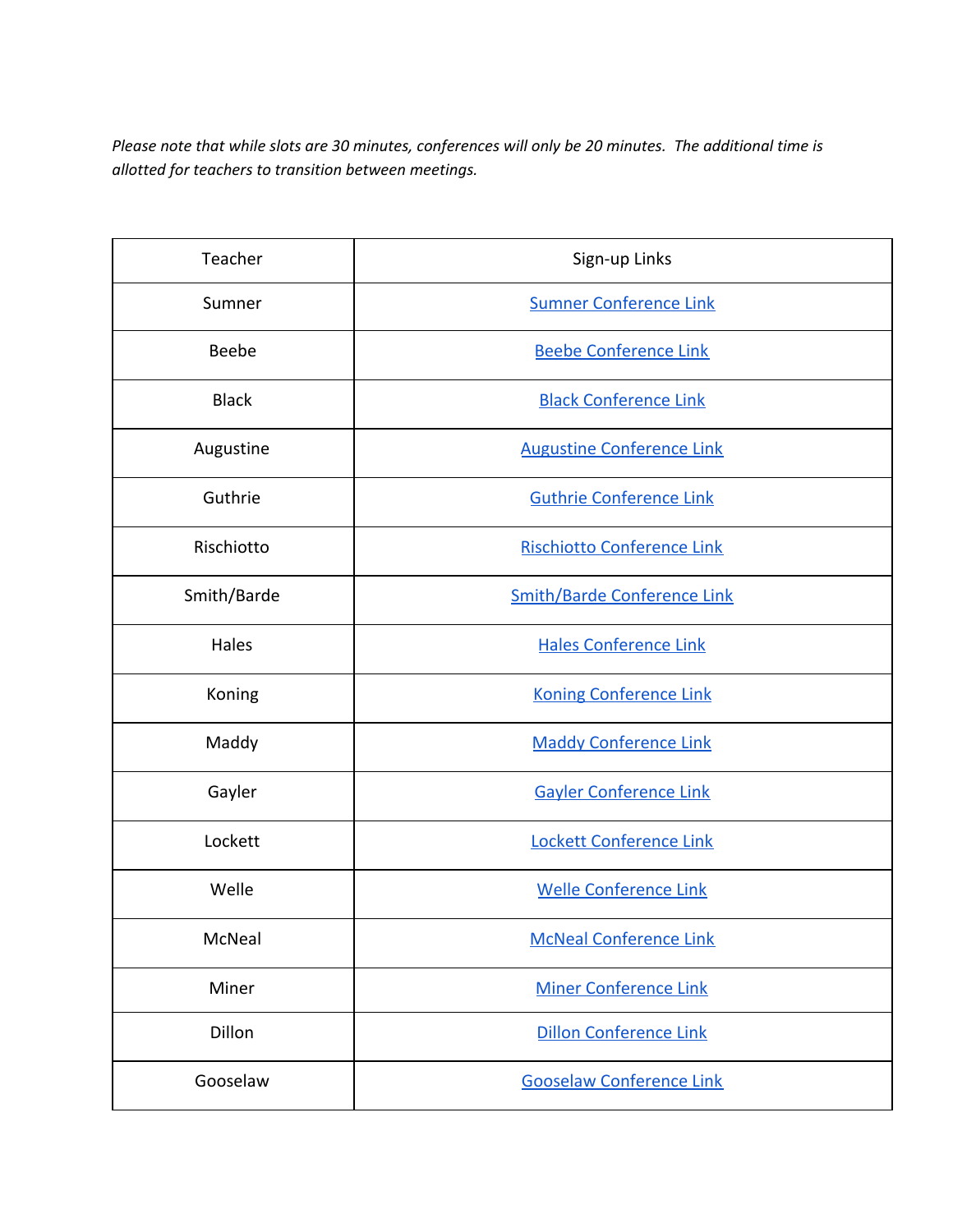*Please note that while slots are 30 minutes, conferences will only be 20 minutes.  The additional time is allotted for teachers to transition between meetings.*

| Teacher | Sign-up Links |
|---|---|
| Sumner | Sumner Conference Link |
| Beebe | Beebe Conference Link |
| Black | Black Conference Link |
| Augustine | Augustine Conference Link |
| Guthrie | Guthrie Conference Link |
| Rischiotto | Rischiotto Conference Link |
| Smith/Barde | Smith/Barde Conference Link |
| Hales | Hales Conference Link |
| Koning | Koning Conference Link |
| Maddy | Maddy Conference Link |
| Gayler | Gayler Conference Link |
| Lockett | Lockett Conference Link |
| Welle | Welle Conference Link |
| McNeal | McNeal Conference Link |
| Miner | Miner Conference Link |
| Dillon | Dillon Conference Link |
| Gooselaw | Gooselaw Conference Link |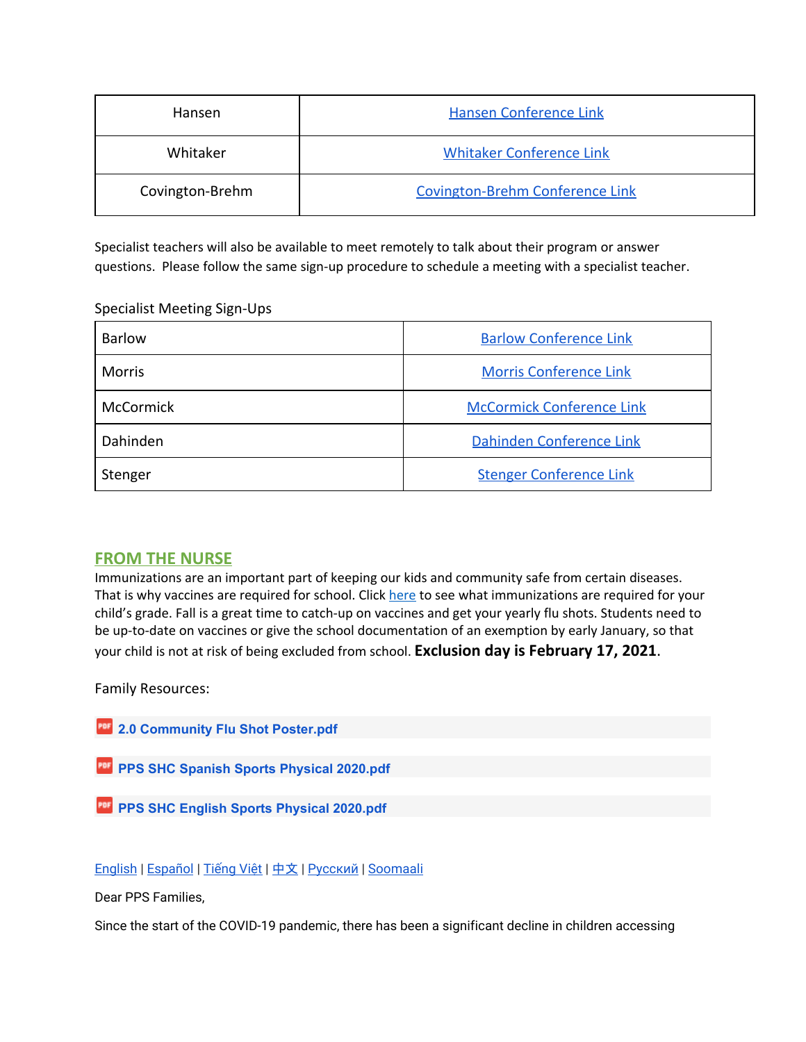| Hansen | Hansen Conference Link |
|---|---|
| Whitaker | Whitaker Conference Link |
| Covington-Brehm | Covington-Brehm Conference Link |

Specialist teachers will also be available to meet remotely to talk about their program or answer questions. Please follow the same sign-up procedure to schedule a meeting with a specialist teacher.

Specialist Meeting Sign-Ups

| Barlow | Barlow Conference Link |
|---|---|
| Morris | Morris Conference Link |
| McCormick | McCormick Conference Link |
| Dahinden | Dahinden Conference Link |
| Stenger | Stenger Conference Link |

## FROM THE NURSE

Immunizations are an important part of keeping our kids and community safe from certain diseases. That is why vaccines are required for school. Click here to see what immunizations are required for your child's grade. Fall is a great time to catch-up on vaccines and get your yearly flu shots. Students need to be up-to-date on vaccines or give the school documentation of an exemption by early January, so that your child is not at risk of being excluded from school. **Exclusion day is February 17, 2021**.

Family Resources:

**2.0 Community Flu Shot Poster.pdf**

**PPS SHC Spanish Sports Physical 2020.pdf**

**PPS SHC English Sports Physical 2020.pdf**

English | Español | Tiếng Việt | 中文 | Русский | Soomaali

Dear PPS Families,

Since the start of the COVID-19 pandemic, there has been a significant decline in children accessing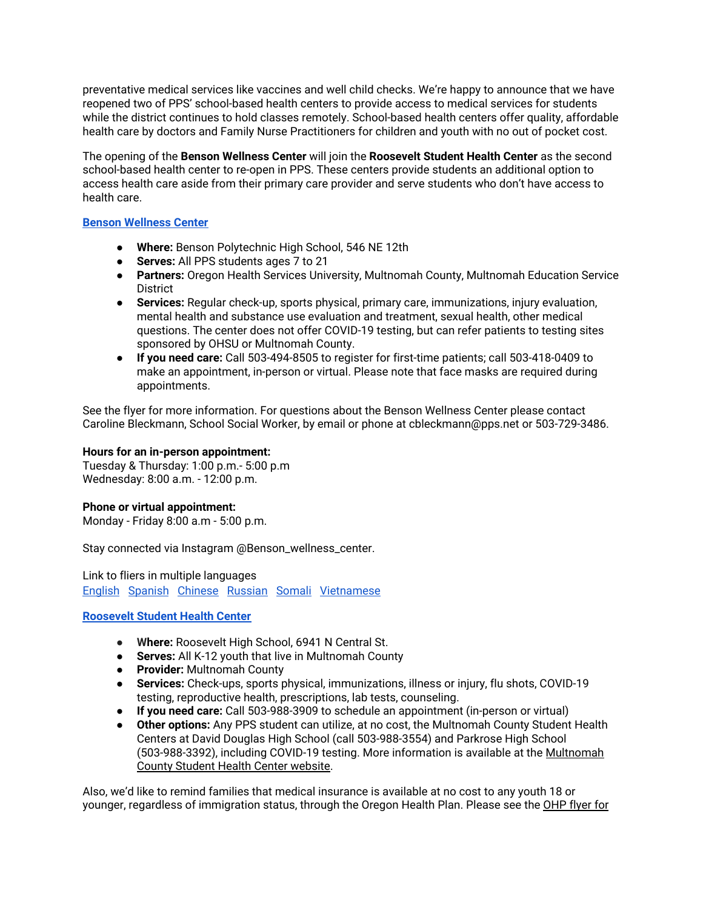preventative medical services like vaccines and well child checks. We're happy to announce that we have reopened two of PPS' school-based health centers to provide access to medical services for students while the district continues to hold classes remotely. School-based health centers offer quality, affordable health care by doctors and Family Nurse Practitioners for children and youth with no out of pocket cost.

The opening of the **Benson Wellness Center** will join the **Roosevelt Student Health Center** as the second school-based health center to re-open in PPS. These centers provide students an additional option to access health care aside from their primary care provider and serve students who don't have access to health care.

**Benson Wellness Center**

- **Where:** Benson Polytechnic High School, 546 NE 12th
- **Serves:** All PPS students ages 7 to 21
- **Partners:** Oregon Health Services University, Multnomah County, Multnomah Education Service District
- **Services:** Regular check-up, sports physical, primary care, immunizations, injury evaluation, mental health and substance use evaluation and treatment, sexual health, other medical questions. The center does not offer COVID-19 testing, but can refer patients to testing sites sponsored by OHSU or Multnomah County.
- **If you need care:** Call 503-494-8505 to register for first-time patients; call 503-418-0409 to make an appointment, in-person or virtual. Please note that face masks are required during appointments.

See the flyer for more information. For questions about the Benson Wellness Center please contact Caroline Bleckmann, School Social Worker, by email or phone at cbleckmann@pps.net or 503-729-3486.

**Hours for an in-person appointment:**
Tuesday & Thursday: 1:00 p.m.- 5:00 p.m
Wednesday: 8:00 a.m. - 12:00 p.m.

**Phone or virtual appointment:**
Monday - Friday 8:00 a.m - 5:00 p.m.

Stay connected via Instagram @Benson_wellness_center.

Link to fliers in multiple languages
English Spanish Chinese Russian Somali Vietnamese

**Roosevelt Student Health Center**

- **Where:** Roosevelt High School, 6941 N Central St.
- **Serves:** All K-12 youth that live in Multnomah County
- **Provider:** Multnomah County
- **Services:** Check-ups, sports physical, immunizations, illness or injury, flu shots, COVID-19 testing, reproductive health, prescriptions, lab tests, counseling.
- **If you need care:** Call 503-988-3909 to schedule an appointment (in-person or virtual)
- **Other options:** Any PPS student can utilize, at no cost, the Multnomah County Student Health Centers at David Douglas High School (call 503-988-3554) and Parkrose High School (503-988-3392), including COVID-19 testing. More information is available at the Multnomah County Student Health Center website.

Also, we'd like to remind families that medical insurance is available at no cost to any youth 18 or younger, regardless of immigration status, through the Oregon Health Plan. Please see the OHP flyer for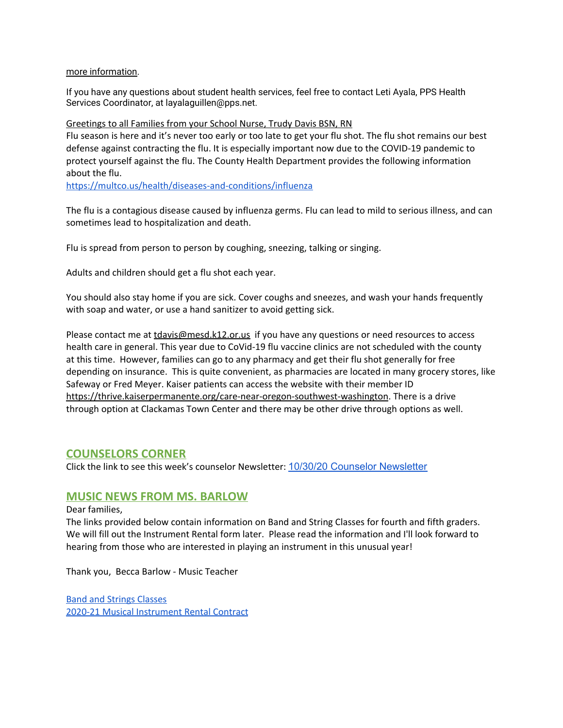more information.

If you have any questions about student health services, feel free to contact Leti Ayala, PPS Health Services Coordinator, at layalaguillen@pps.net.

Greetings to all Families from your School Nurse, Trudy Davis BSN, RN

Flu season is here and it's never too early or too late to get your flu shot. The flu shot remains our best defense against contracting the flu. It is especially important now due to the COVID-19 pandemic to protect yourself against the flu. The County Health Department provides the following information about the flu.

https://multco.us/health/diseases-and-conditions/influenza

The flu is a contagious disease caused by influenza germs. Flu can lead to mild to serious illness, and can sometimes lead to hospitalization and death.

Flu is spread from person to person by coughing, sneezing, talking or singing.

Adults and children should get a flu shot each year.

You should also stay home if you are sick. Cover coughs and sneezes, and wash your hands frequently with soap and water, or use a hand sanitizer to avoid getting sick.

Please contact me at tdavis@mesd.k12.or.us if you have any questions or need resources to access health care in general. This year due to CoVid-19 flu vaccine clinics are not scheduled with the county at this time. However, families can go to any pharmacy and get their flu shot generally for free depending on insurance. This is quite convenient, as pharmacies are located in many grocery stores, like Safeway or Fred Meyer. Kaiser patients can access the website with their member ID https://thrive.kaiserpermanente.org/care-near-oregon-southwest-washington. There is a drive through option at Clackamas Town Center and there may be other drive through options as well.

## COUNSELORS CORNER

Click the link to see this week's counselor Newsletter: 10/30/20 Counselor Newsletter

## MUSIC NEWS FROM MS. BARLOW

Dear families,

The links provided below contain information on Band and String Classes for fourth and fifth graders. We will fill out the Instrument Rental form later. Please read the information and I'll look forward to hearing from those who are interested in playing an instrument in this unusual year!

Thank you, Becca Barlow - Music Teacher

Band and Strings Classes

2020-21 Musical Instrument Rental Contract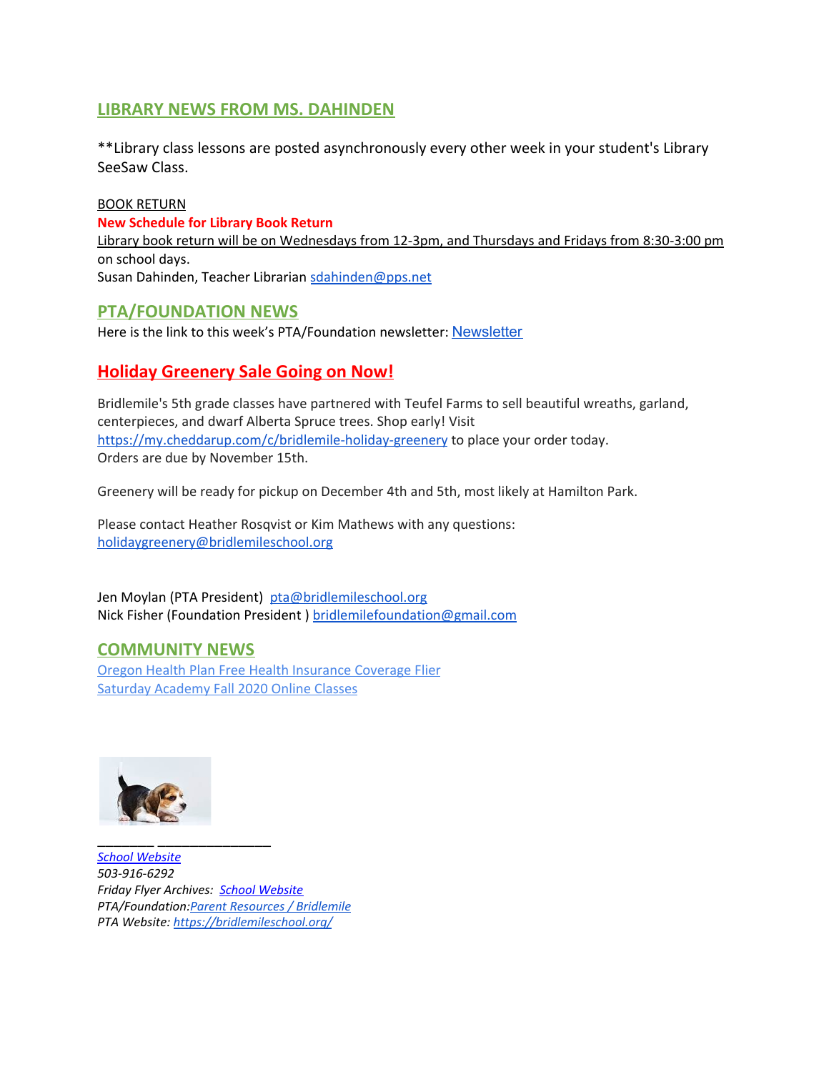## LIBRARY NEWS FROM MS. DAHINDEN

**Library class lessons are posted asynchronously every other week in your student's Library SeeSaw Class.

BOOK RETURN

**New Schedule for Library Book Return**

Library book return will be on Wednesdays from 12-3pm, and Thursdays and Fridays from 8:30-3:00 pm on school days.

Susan Dahinden, Teacher Librarian sdahinden@pps.net

## PTA/FOUNDATION NEWS

Here is the link to this week's PTA/Foundation newsletter: Newsletter

## Holiday Greenery Sale Going on Now!

Bridlemile's 5th grade classes have partnered with Teufel Farms to sell beautiful wreaths, garland, centerpieces, and dwarf Alberta Spruce trees. Shop early! Visit https://my.cheddarup.com/c/bridlemile-holiday-greenery to place your order today.

Orders are due by November 15th.

Greenery will be ready for pickup on December 4th and 5th, most likely at Hamilton Park.

Please contact Heather Rosqvist or Kim Mathews with any questions:
holidaygreenery@bridlemileschool.org

Jen Moylan (PTA President) pta@bridlemileschool.org
Nick Fisher (Foundation President ) bridlemilefoundation@gmail.com

## COMMUNITY NEWS

Oregon Health Plan Free Health Insurance Coverage Flier
Saturday Academy Fall 2020 Online Classes

*School Website*
*503-916-6292*
*Friday Flyer Archives: School Website*
*PTA/Foundation: Parent Resources / Bridlemile*
*PTA Website: https://bridlemileschool.org/*